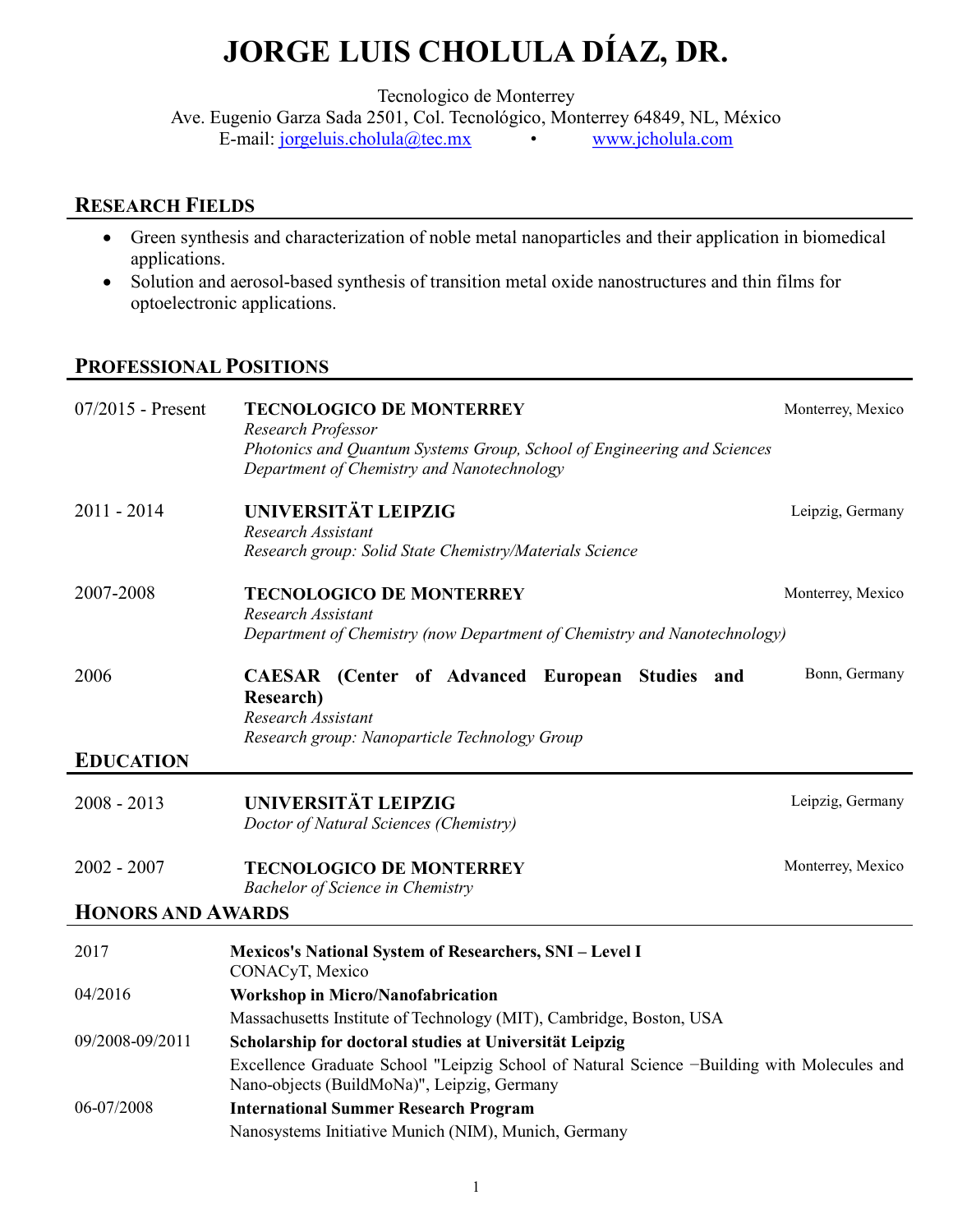# JORGE LUIS CHOLULA DÍAZ, DR.

Tecnologico de Monterrey
Ave. Eugenio Garza Sada 2501, Col. Tecnológico, Monterrey 64849, NL, México
E-mail: jorgeluis.cholula@tec.mx • www.jcholula.com

## RESEARCH FIELDS

- Green synthesis and characterization of noble metal nanoparticles and their application in biomedical applications.
- Solution and aerosol-based synthesis of transition metal oxide nanostructures and thin films for optoelectronic applications.

## PROFESSIONAL POSITIONS

07/2015 - Present — **TECNOLOGICO DE MONTERREY** — Monterrey, Mexico
*Research Professor*
*Photonics and Quantum Systems Group, School of Engineering and Sciences*
*Department of Chemistry and Nanotechnology*

2011 - 2014 — **UNIVERSITÄT LEIPZIG** — Leipzig, Germany
*Research Assistant*
*Research group: Solid State Chemistry/Materials Science*

2007-2008 — **TECNOLOGICO DE MONTERREY** — Monterrey, Mexico
*Research Assistant*
*Department of Chemistry (now Department of Chemistry and Nanotechnology)*

2006 — **CAESAR (Center of Advanced European Studies and Research)** — Bonn, Germany
*Research Assistant*
*Research group: Nanoparticle Technology Group*

## EDUCATION

2008 - 2013 — **UNIVERSITÄT LEIPZIG** — Leipzig, Germany
*Doctor of Natural Sciences (Chemistry)*

2002 - 2007 — **TECNOLOGICO DE MONTERREY** — Monterrey, Mexico
*Bachelor of Science in Chemistry*

## HONORS AND AWARDS

2017 — **Mexicos's National System of Researchers, SNI – Level I**
CONACyT, Mexico

04/2016 — **Workshop in Micro/Nanofabrication**
Massachusetts Institute of Technology (MIT), Cambridge, Boston, USA

09/2008-09/2011 — **Scholarship for doctoral studies at Universität Leipzig**
Excellence Graduate School "Leipzig School of Natural Science −Building with Molecules and Nano-objects (BuildMoNa)", Leipzig, Germany

06-07/2008 — **International Summer Research Program**
Nanosystems Initiative Munich (NIM), Munich, Germany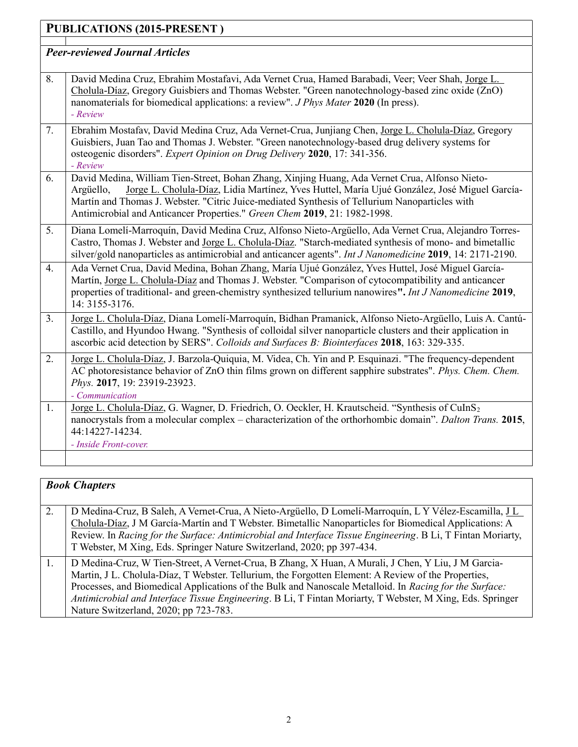## PUBLICATIONS (2015-PRESENT )

### *Peer-reviewed Journal Articles*

8. David Medina Cruz, Ebrahim Mostafavi, Ada Vernet Crua, Hamed Barabadi, Veer; Veer Shah, Jorge L. Cholula-Díaz, Gregory Guisbiers and Thomas Webster. "Green nanotechnology-based zinc oxide (ZnO) nanomaterials for biomedical applications: a review". *J Phys Mater* **2020** (In press).
   *- Review*
7. Ebrahim Mostafav, David Medina Cruz, Ada Vernet-Crua, Junjiang Chen, Jorge L. Cholula-Díaz, Gregory Guisbiers, Juan Tao and Thomas J. Webster. "Green nanotechnology-based drug delivery systems for osteogenic disorders". *Expert Opinion on Drug Delivery* **2020**, 17: 341-356.
   *- Review*
6. David Medina, William Tien-Street, Bohan Zhang, Xinjing Huang, Ada Vernet Crua, Alfonso Nieto-Argüello, Jorge L. Cholula-Díaz, Lidia Martínez, Yves Huttel, María Ujué González, José Miguel García-Martín and Thomas J. Webster. "Citric Juice-mediated Synthesis of Tellurium Nanoparticles with Antimicrobial and Anticancer Properties." *Green Chem* **2019**, 21: 1982-1998.
5. Diana Lomelí-Marroquín, David Medina Cruz, Alfonso Nieto-Argüello, Ada Vernet Crua, Alejandro Torres-Castro, Thomas J. Webster and Jorge L. Cholula-Díaz. "Starch-mediated synthesis of mono- and bimetallic silver/gold nanoparticles as antimicrobial and anticancer agents". *Int J Nanomedicine* **2019**, 14: 2171-2190.
4. Ada Vernet Crua, David Medina, Bohan Zhang, María Ujué González, Yves Huttel, José Miguel García-Martín, Jorge L. Cholula-Díaz and Thomas J. Webster. "Comparison of cytocompatibility and anticancer properties of traditional- and green-chemistry synthesized tellurium nanowires**".** *Int J Nanomedicine* **2019**, 14: 3155-3176.
3. Jorge L. Cholula-Díaz, Diana Lomelí-Marroquín, Bidhan Pramanick, Alfonso Nieto-Argüello, Luis A. Cantú-Castillo, and Hyundoo Hwang. "Synthesis of colloidal silver nanoparticle clusters and their application in ascorbic acid detection by SERS". *Colloids and Surfaces B: Biointerfaces* **2018**, 163: 329-335.
2. Jorge L. Cholula-Díaz, J. Barzola-Quiquia, M. Videa, Ch. Yin and P. Esquinazi. "The frequency-dependent AC photoresistance behavior of ZnO thin films grown on different sapphire substrates". *Phys. Chem. Chem. Phys.* **2017**, 19: 23919-23923.
   *- Communication*
1. Jorge L. Cholula-Díaz, G. Wagner, D. Friedrich, O. Oeckler, H. Krautscheid. "Synthesis of $CuInS_2$ nanocrystals from a molecular complex – characterization of the orthorhombic domain". *Dalton Trans.* **2015**, 44:14227-14234.
   *- Inside Front-cover.*

### *Book Chapters*

2. D Medina-Cruz, B Saleh, A Vernet-Crua, A Nieto-Argüello, D Lomelí-Marroquín, L Y Vélez-Escamilla, J L Cholula-Díaz, J M García-Martín and T Webster. Bimetallic Nanoparticles for Biomedical Applications: A Review. In *Racing for the Surface: Antimicrobial and Interface Tissue Engineering*. B Li, T Fintan Moriarty, T Webster, M Xing, Eds. Springer Nature Switzerland, 2020; pp 397-434.
1. D Medina-Cruz, W Tien-Street, A Vernet-Crua, B Zhang, X Huan, A Murali, J Chen, Y Liu, J M Garcia-Martin, J L. Cholula-Díaz, T Webster. Tellurium, the Forgotten Element: A Review of the Properties, Processes, and Biomedical Applications of the Bulk and Nanoscale Metalloid. In *Racing for the Surface: Antimicrobial and Interface Tissue Engineering*. B Li, T Fintan Moriarty, T Webster, M Xing, Eds. Springer Nature Switzerland, 2020; pp 723-783.